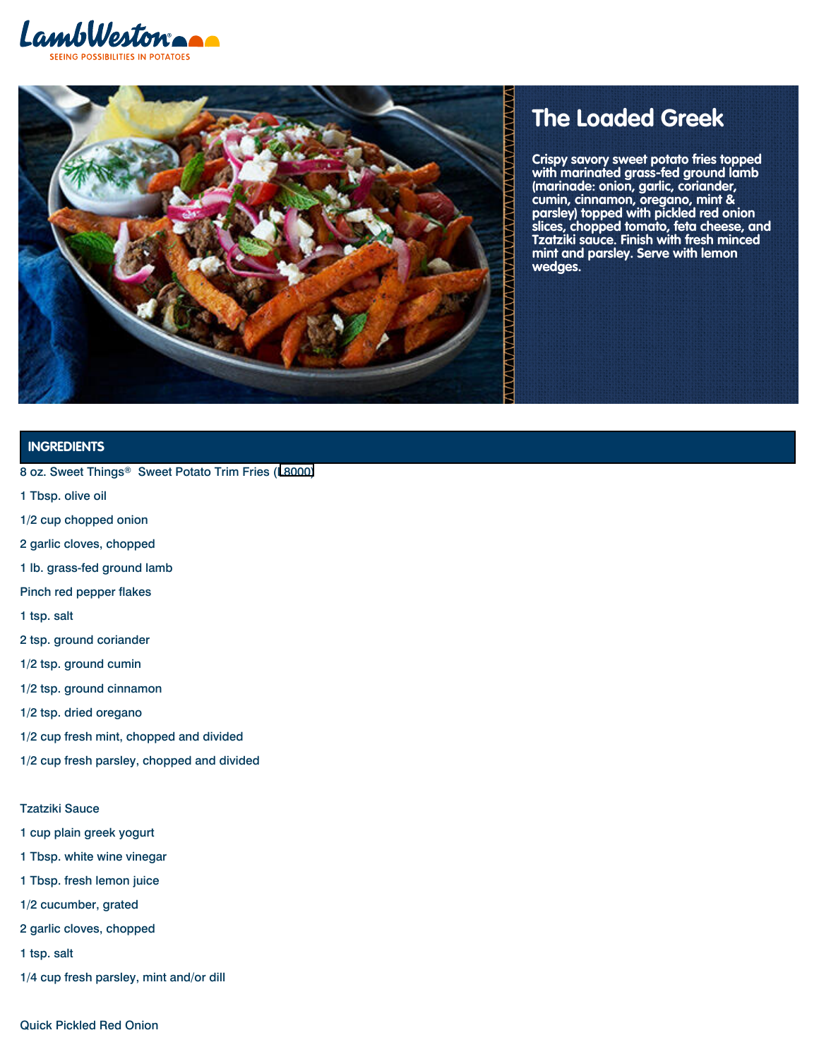# The Loaded Greek

Crispy savory sweet potato fries topped with marinated grass-fed ground lamb (marinade: onion, garlic, coriander, cumin, cinnamon, oregano, mint & parsley) topped with pickled red onion slices, chopped tomato, feta cheese, and Tzatziki sauce. Finish with fresh minced mint and parsley. Serve with lemon wedges.

## INGREDIENTS

8 oz. Sweet Things® Sweet Potato Trim Fries (L8000)

1 Tbsp. olive oil

1/2 cup chopped onion

2 garlic cloves, chopped

1 lb. grass-fed ground lamb

Pinch red pepper flakes

1 tsp. salt

2 tsp. ground coriander

1/2 tsp. ground cumin

1/2 tsp. ground cinnamon

1/2 tsp. dried oregano

1/2 cup fresh mint, chopped and divided

1/2 cup fresh parsley, chopped and divided

Tzatziki Sauce

1 cup plain greek yogurt

1 Tbsp. white wine vinegar

1 Tbsp. fresh lemon juice

1/2 cucumber, grated

2 garlic cloves, chopped

1 tsp. salt

1/4 cup fresh parsley, mint and/or dill

Quick Pickled Red Onion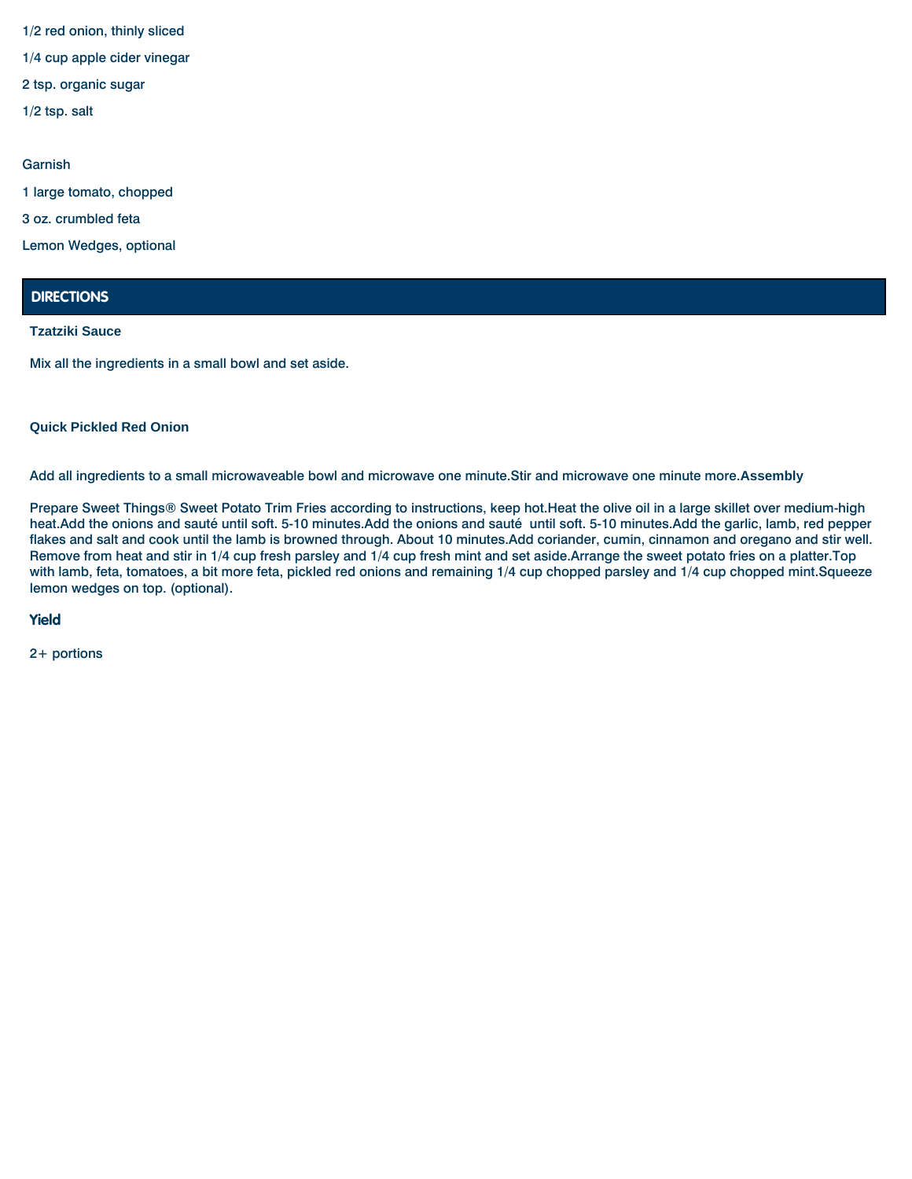1/2 red onion, thinly sliced

1/4 cup apple cider vinegar

2 tsp. organic sugar

1/2 tsp. salt

Garnish

1 large tomato, chopped

3 oz. crumbled feta

Lemon Wedges, optional

## DIRECTIONS

**Tzatziki Sauce**

Mix all the ingredients in a small bowl and set aside.

**Quick Pickled Red Onion**

Add all ingredients to a small microwaveable bowl and microwave one minute.Stir and microwave one minute more.**Assembly**

Prepare Sweet Things® Sweet Potato Trim Fries according to instructions, keep hot.Heat the olive oil in a large skillet over medium-high heat.Add the onions and sauté until soft. 5-10 minutes.Add the onions and sauté until soft. 5-10 minutes.Add the garlic, lamb, red pepper flakes and salt and cook until the lamb is browned through. About 10 minutes.Add coriander, cumin, cinnamon and oregano and stir well. Remove from heat and stir in 1/4 cup fresh parsley and 1/4 cup fresh mint and set aside.Arrange the sweet potato fries on a platter.Top with lamb, feta, tomatoes, a bit more feta, pickled red onions and remaining 1/4 cup chopped parsley and 1/4 cup chopped mint.Squeeze lemon wedges on top. (optional).

**Yield**

2+ portions